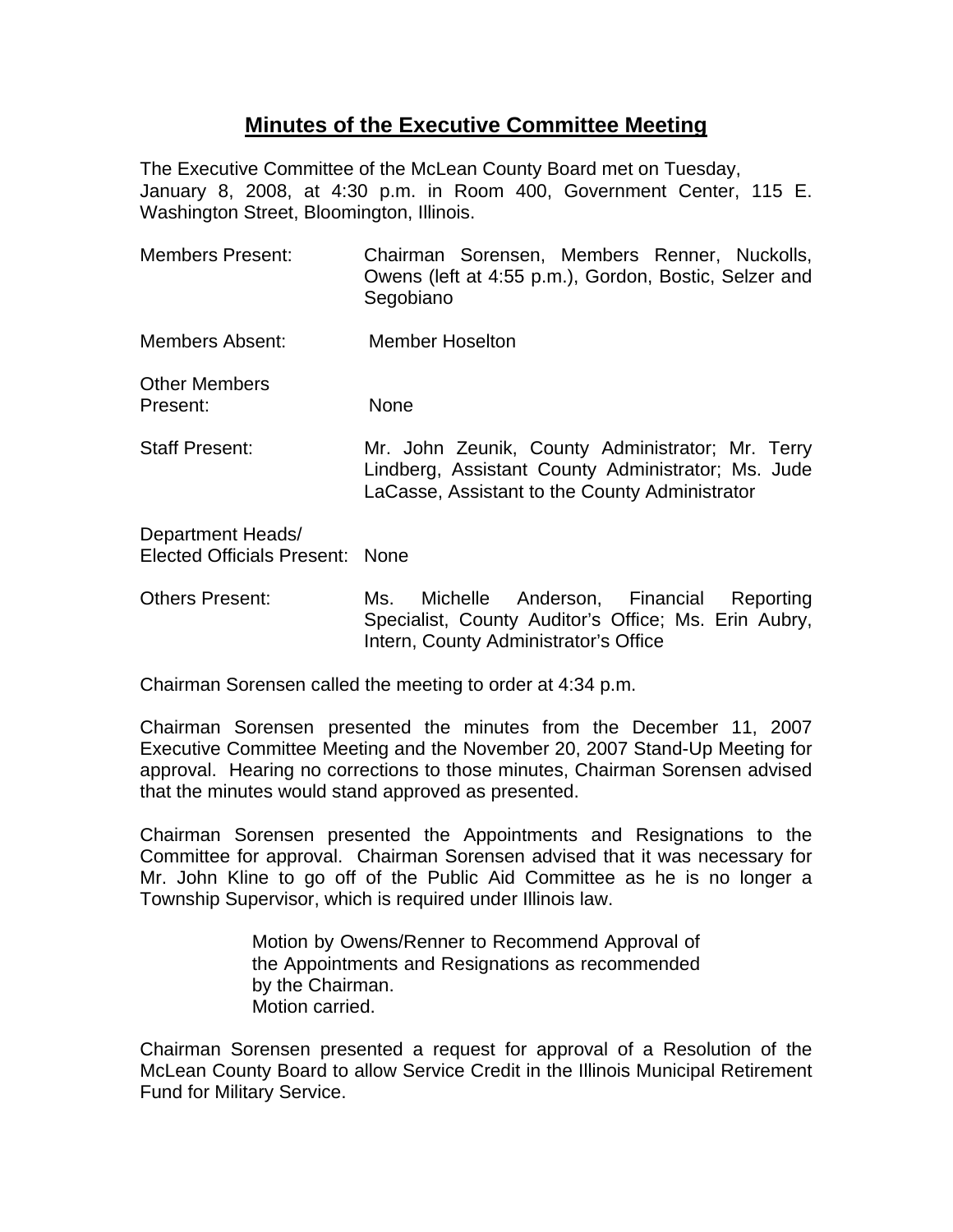# Minutes of the Executive Committee Meeting

The Executive Committee of the McLean County Board met on Tuesday, January 8, 2008, at 4:30 p.m. in Room 400, Government Center, 115 E. Washington Street, Bloomington, Illinois.

| | |
|---|---|
| Members Present: | Chairman Sorensen, Members Renner, Nuckolls, Owens (left at 4:55 p.m.), Gordon, Bostic, Selzer and Segobiano |
| Members Absent: | Member Hoselton |
| Other Members Present: | None |
| Staff Present: | Mr. John Zeunik, County Administrator; Mr. Terry Lindberg, Assistant County Administrator; Ms. Jude LaCasse, Assistant to the County Administrator |
| Department Heads/ Elected Officials Present: | None |
| Others Present: | Ms. Michelle Anderson, Financial Reporting Specialist, County Auditor's Office; Ms. Erin Aubry, Intern, County Administrator's Office |

Chairman Sorensen called the meeting to order at 4:34 p.m.

Chairman Sorensen presented the minutes from the December 11, 2007 Executive Committee Meeting and the November 20, 2007 Stand-Up Meeting for approval. Hearing no corrections to those minutes, Chairman Sorensen advised that the minutes would stand approved as presented.

Chairman Sorensen presented the Appointments and Resignations to the Committee for approval. Chairman Sorensen advised that it was necessary for Mr. John Kline to go off of the Public Aid Committee as he is no longer a Township Supervisor, which is required under Illinois law.

> Motion by Owens/Renner to Recommend Approval of the Appointments and Resignations as recommended by the Chairman.
> Motion carried.

Chairman Sorensen presented a request for approval of a Resolution of the McLean County Board to allow Service Credit in the Illinois Municipal Retirement Fund for Military Service.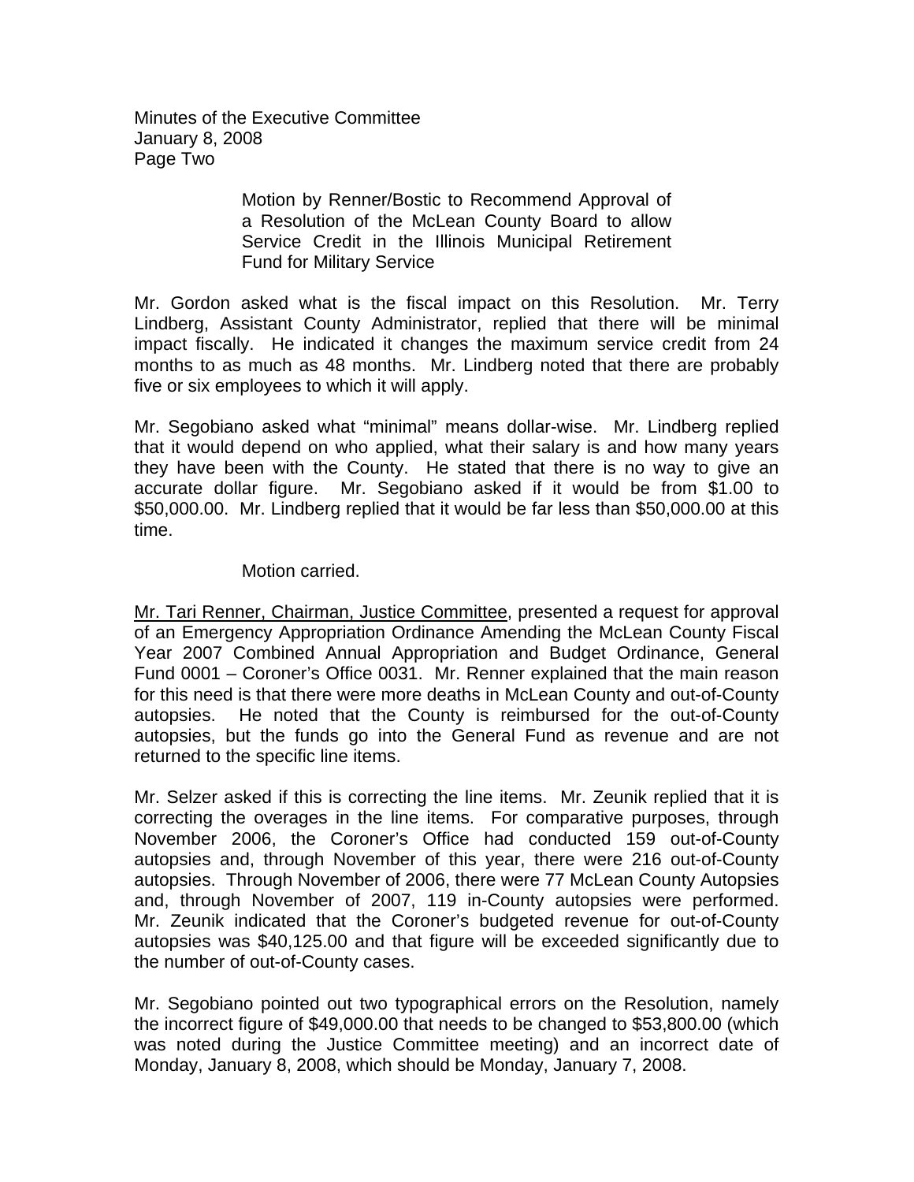Motion by Renner/Bostic to Recommend Approval of a Resolution of the McLean County Board to allow Service Credit in the Illinois Municipal Retirement Fund for Military Service

Mr. Gordon asked what is the fiscal impact on this Resolution. Mr. Terry Lindberg, Assistant County Administrator, replied that there will be minimal impact fiscally. He indicated it changes the maximum service credit from 24 months to as much as 48 months. Mr. Lindberg noted that there are probably five or six employees to which it will apply.

Mr. Segobiano asked what "minimal" means dollar-wise. Mr. Lindberg replied that it would depend on who applied, what their salary is and how many years they have been with the County. He stated that there is no way to give an accurate dollar figure. Mr. Segobiano asked if it would be from \$1.00 to \$50,000.00. Mr. Lindberg replied that it would be far less than \$50,000.00 at this time.

Motion carried.

<u>Mr. Tari Renner, Chairman, Justice Committee</u>, presented a request for approval of an Emergency Appropriation Ordinance Amending the McLean County Fiscal Year 2007 Combined Annual Appropriation and Budget Ordinance, General Fund 0001 – Coroner's Office 0031. Mr. Renner explained that the main reason for this need is that there were more deaths in McLean County and out-of-County autopsies. He noted that the County is reimbursed for the out-of-County autopsies, but the funds go into the General Fund as revenue and are not returned to the specific line items.

Mr. Selzer asked if this is correcting the line items. Mr. Zeunik replied that it is correcting the overages in the line items. For comparative purposes, through November 2006, the Coroner's Office had conducted 159 out-of-County autopsies and, through November of this year, there were 216 out-of-County autopsies. Through November of 2006, there were 77 McLean County Autopsies and, through November of 2007, 119 in-County autopsies were performed. Mr. Zeunik indicated that the Coroner's budgeted revenue for out-of-County autopsies was \$40,125.00 and that figure will be exceeded significantly due to the number of out-of-County cases.

Mr. Segobiano pointed out two typographical errors on the Resolution, namely the incorrect figure of \$49,000.00 that needs to be changed to \$53,800.00 (which was noted during the Justice Committee meeting) and an incorrect date of Monday, January 8, 2008, which should be Monday, January 7, 2008.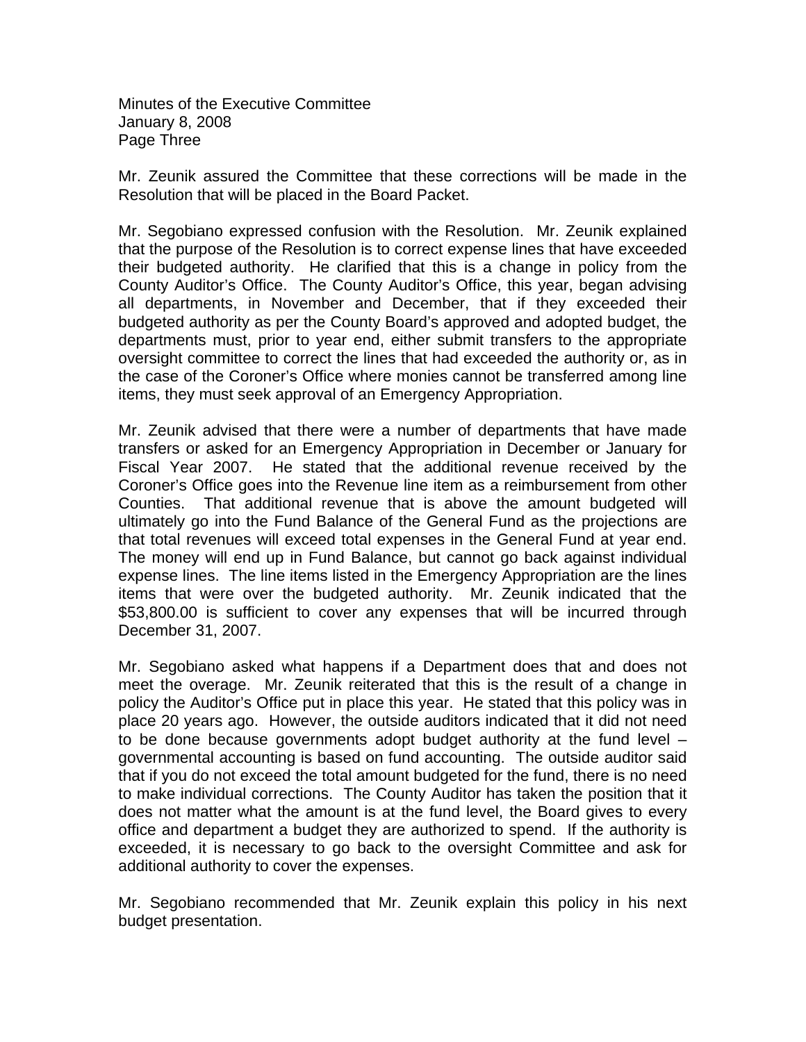Mr. Zeunik assured the Committee that these corrections will be made in the Resolution that will be placed in the Board Packet.

Mr. Segobiano expressed confusion with the Resolution. Mr. Zeunik explained that the purpose of the Resolution is to correct expense lines that have exceeded their budgeted authority. He clarified that this is a change in policy from the County Auditor's Office. The County Auditor's Office, this year, began advising all departments, in November and December, that if they exceeded their budgeted authority as per the County Board's approved and adopted budget, the departments must, prior to year end, either submit transfers to the appropriate oversight committee to correct the lines that had exceeded the authority or, as in the case of the Coroner's Office where monies cannot be transferred among line items, they must seek approval of an Emergency Appropriation.

Mr. Zeunik advised that there were a number of departments that have made transfers or asked for an Emergency Appropriation in December or January for Fiscal Year 2007. He stated that the additional revenue received by the Coroner's Office goes into the Revenue line item as a reimbursement from other Counties. That additional revenue that is above the amount budgeted will ultimately go into the Fund Balance of the General Fund as the projections are that total revenues will exceed total expenses in the General Fund at year end. The money will end up in Fund Balance, but cannot go back against individual expense lines. The line items listed in the Emergency Appropriation are the lines items that were over the budgeted authority. Mr. Zeunik indicated that the $53,800.00 is sufficient to cover any expenses that will be incurred through December 31, 2007.

Mr. Segobiano asked what happens if a Department does that and does not meet the overage. Mr. Zeunik reiterated that this is the result of a change in policy the Auditor's Office put in place this year. He stated that this policy was in place 20 years ago. However, the outside auditors indicated that it did not need to be done because governments adopt budget authority at the fund level – governmental accounting is based on fund accounting. The outside auditor said that if you do not exceed the total amount budgeted for the fund, there is no need to make individual corrections. The County Auditor has taken the position that it does not matter what the amount is at the fund level, the Board gives to every office and department a budget they are authorized to spend. If the authority is exceeded, it is necessary to go back to the oversight Committee and ask for additional authority to cover the expenses.

Mr. Segobiano recommended that Mr. Zeunik explain this policy in his next budget presentation.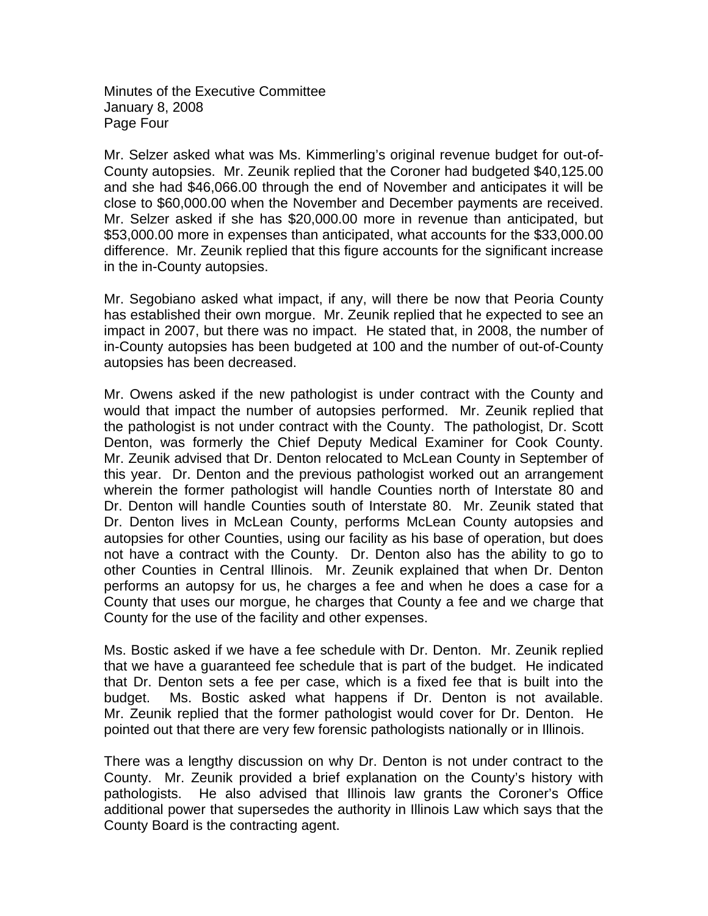Mr. Selzer asked what was Ms. Kimmerling's original revenue budget for out-of-County autopsies. Mr. Zeunik replied that the Coroner had budgeted $40,125.00 and she had $46,066.00 through the end of November and anticipates it will be close to $60,000.00 when the November and December payments are received. Mr. Selzer asked if she has $20,000.00 more in revenue than anticipated, but $53,000.00 more in expenses than anticipated, what accounts for the $33,000.00 difference. Mr. Zeunik replied that this figure accounts for the significant increase in the in-County autopsies.

Mr. Segobiano asked what impact, if any, will there be now that Peoria County has established their own morgue. Mr. Zeunik replied that he expected to see an impact in 2007, but there was no impact. He stated that, in 2008, the number of in-County autopsies has been budgeted at 100 and the number of out-of-County autopsies has been decreased.

Mr. Owens asked if the new pathologist is under contract with the County and would that impact the number of autopsies performed. Mr. Zeunik replied that the pathologist is not under contract with the County. The pathologist, Dr. Scott Denton, was formerly the Chief Deputy Medical Examiner for Cook County. Mr. Zeunik advised that Dr. Denton relocated to McLean County in September of this year. Dr. Denton and the previous pathologist worked out an arrangement wherein the former pathologist will handle Counties north of Interstate 80 and Dr. Denton will handle Counties south of Interstate 80. Mr. Zeunik stated that Dr. Denton lives in McLean County, performs McLean County autopsies and autopsies for other Counties, using our facility as his base of operation, but does not have a contract with the County. Dr. Denton also has the ability to go to other Counties in Central Illinois. Mr. Zeunik explained that when Dr. Denton performs an autopsy for us, he charges a fee and when he does a case for a County that uses our morgue, he charges that County a fee and we charge that County for the use of the facility and other expenses.

Ms. Bostic asked if we have a fee schedule with Dr. Denton. Mr. Zeunik replied that we have a guaranteed fee schedule that is part of the budget. He indicated that Dr. Denton sets a fee per case, which is a fixed fee that is built into the budget. Ms. Bostic asked what happens if Dr. Denton is not available. Mr. Zeunik replied that the former pathologist would cover for Dr. Denton. He pointed out that there are very few forensic pathologists nationally or in Illinois.

There was a lengthy discussion on why Dr. Denton is not under contract to the County. Mr. Zeunik provided a brief explanation on the County's history with pathologists. He also advised that Illinois law grants the Coroner's Office additional power that supersedes the authority in Illinois Law which says that the County Board is the contracting agent.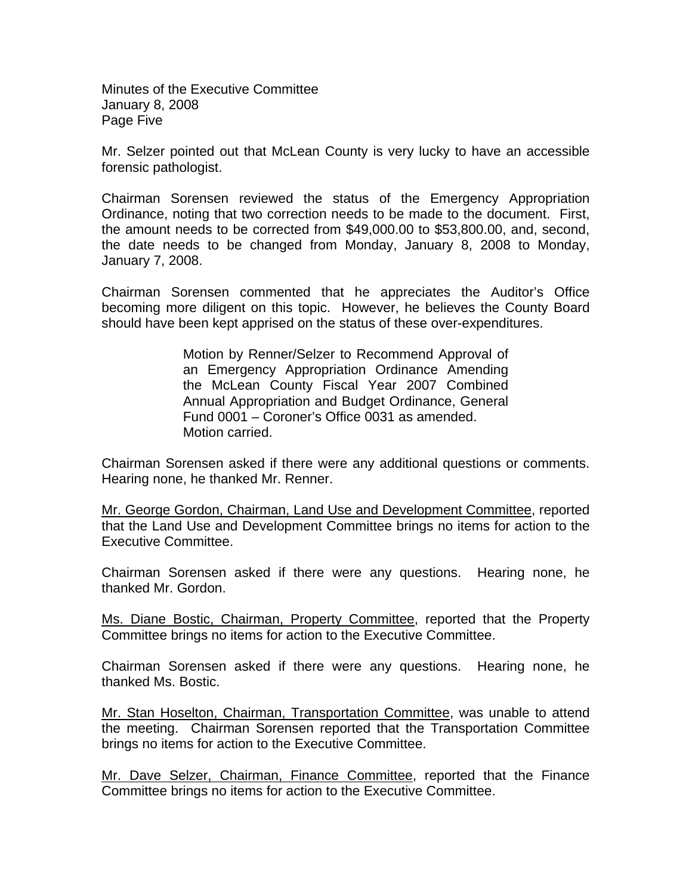Mr. Selzer pointed out that McLean County is very lucky to have an accessible forensic pathologist.

Chairman Sorensen reviewed the status of the Emergency Appropriation Ordinance, noting that two correction needs to be made to the document. First, the amount needs to be corrected from $49,000.00 to $53,800.00, and, second, the date needs to be changed from Monday, January 8, 2008 to Monday, January 7, 2008.

Chairman Sorensen commented that he appreciates the Auditor's Office becoming more diligent on this topic. However, he believes the County Board should have been kept apprised on the status of these over-expenditures.

> Motion by Renner/Selzer to Recommend Approval of an Emergency Appropriation Ordinance Amending the McLean County Fiscal Year 2007 Combined Annual Appropriation and Budget Ordinance, General Fund 0001 – Coroner's Office 0031 as amended.
> Motion carried.

Chairman Sorensen asked if there were any additional questions or comments. Hearing none, he thanked Mr. Renner.

Mr. George Gordon, Chairman, Land Use and Development Committee, reported that the Land Use and Development Committee brings no items for action to the Executive Committee.

Chairman Sorensen asked if there were any questions. Hearing none, he thanked Mr. Gordon.

Ms. Diane Bostic, Chairman, Property Committee, reported that the Property Committee brings no items for action to the Executive Committee.

Chairman Sorensen asked if there were any questions. Hearing none, he thanked Ms. Bostic.

Mr. Stan Hoselton, Chairman, Transportation Committee, was unable to attend the meeting. Chairman Sorensen reported that the Transportation Committee brings no items for action to the Executive Committee.

Mr. Dave Selzer, Chairman, Finance Committee, reported that the Finance Committee brings no items for action to the Executive Committee.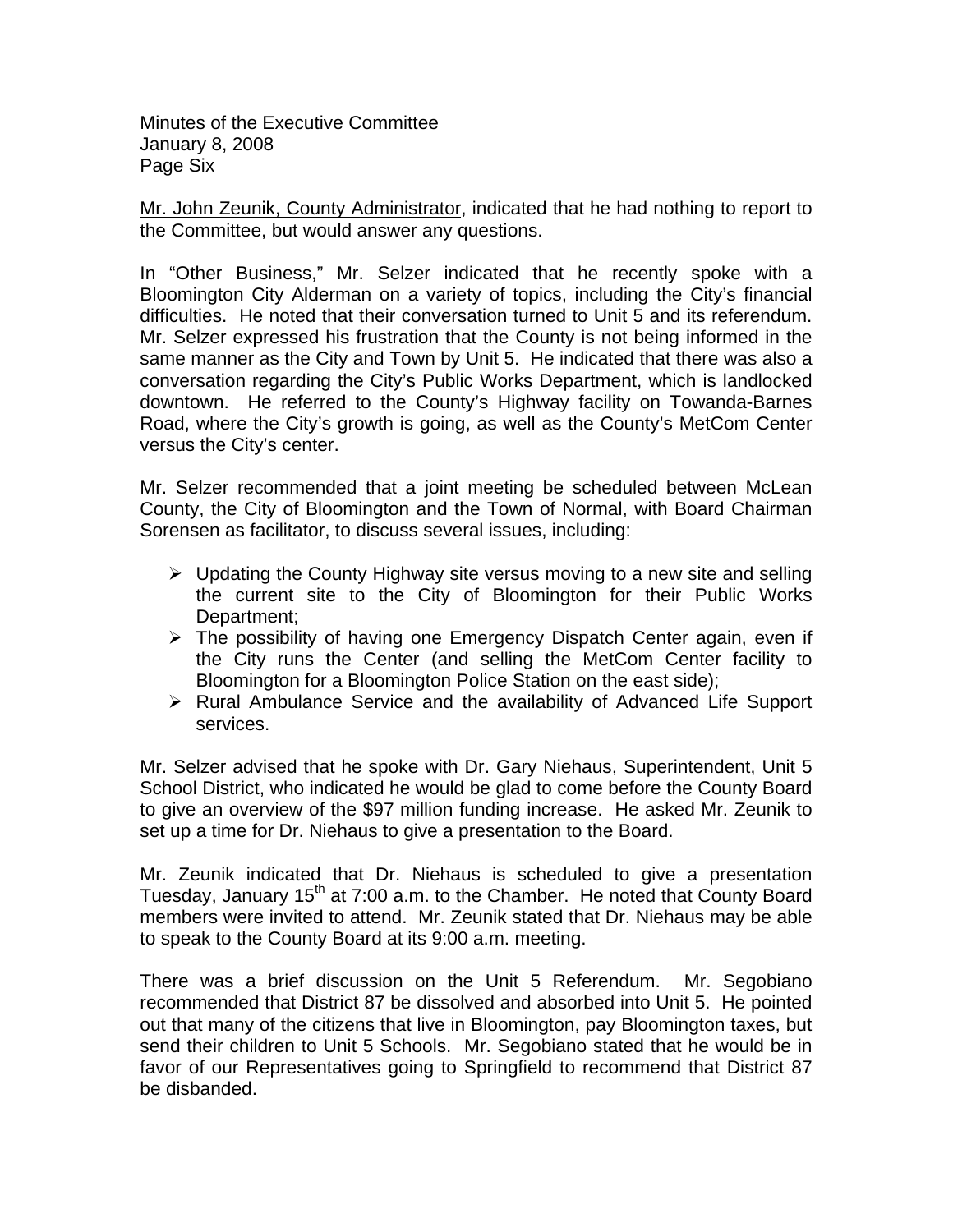Mr. John Zeunik, County Administrator, indicated that he had nothing to report to the Committee, but would answer any questions.

In "Other Business," Mr. Selzer indicated that he recently spoke with a Bloomington City Alderman on a variety of topics, including the City's financial difficulties. He noted that their conversation turned to Unit 5 and its referendum. Mr. Selzer expressed his frustration that the County is not being informed in the same manner as the City and Town by Unit 5. He indicated that there was also a conversation regarding the City's Public Works Department, which is landlocked downtown. He referred to the County's Highway facility on Towanda-Barnes Road, where the City's growth is going, as well as the County's MetCom Center versus the City's center.

Mr. Selzer recommended that a joint meeting be scheduled between McLean County, the City of Bloomington and the Town of Normal, with Board Chairman Sorensen as facilitator, to discuss several issues, including:

- Updating the County Highway site versus moving to a new site and selling the current site to the City of Bloomington for their Public Works Department;
- The possibility of having one Emergency Dispatch Center again, even if the City runs the Center (and selling the MetCom Center facility to Bloomington for a Bloomington Police Station on the east side);
- Rural Ambulance Service and the availability of Advanced Life Support services.

Mr. Selzer advised that he spoke with Dr. Gary Niehaus, Superintendent, Unit 5 School District, who indicated he would be glad to come before the County Board to give an overview of the $97 million funding increase. He asked Mr. Zeunik to set up a time for Dr. Niehaus to give a presentation to the Board.

Mr. Zeunik indicated that Dr. Niehaus is scheduled to give a presentation Tuesday, January 15th at 7:00 a.m. to the Chamber. He noted that County Board members were invited to attend. Mr. Zeunik stated that Dr. Niehaus may be able to speak to the County Board at its 9:00 a.m. meeting.

There was a brief discussion on the Unit 5 Referendum. Mr. Segobiano recommended that District 87 be dissolved and absorbed into Unit 5. He pointed out that many of the citizens that live in Bloomington, pay Bloomington taxes, but send their children to Unit 5 Schools. Mr. Segobiano stated that he would be in favor of our Representatives going to Springfield to recommend that District 87 be disbanded.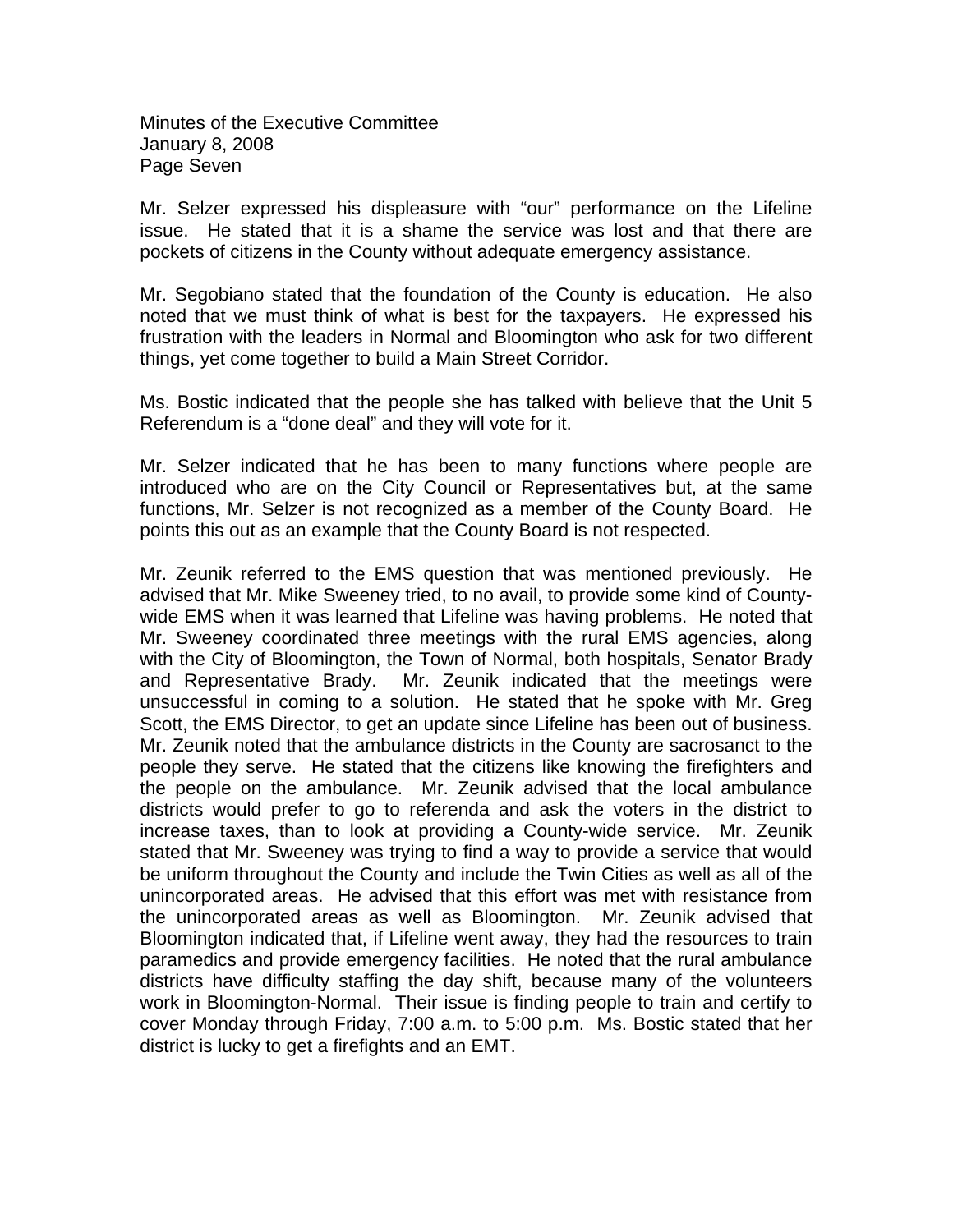Mr. Selzer expressed his displeasure with "our" performance on the Lifeline issue. He stated that it is a shame the service was lost and that there are pockets of citizens in the County without adequate emergency assistance.

Mr. Segobiano stated that the foundation of the County is education. He also noted that we must think of what is best for the taxpayers. He expressed his frustration with the leaders in Normal and Bloomington who ask for two different things, yet come together to build a Main Street Corridor.

Ms. Bostic indicated that the people she has talked with believe that the Unit 5 Referendum is a "done deal" and they will vote for it.

Mr. Selzer indicated that he has been to many functions where people are introduced who are on the City Council or Representatives but, at the same functions, Mr. Selzer is not recognized as a member of the County Board. He points this out as an example that the County Board is not respected.

Mr. Zeunik referred to the EMS question that was mentioned previously. He advised that Mr. Mike Sweeney tried, to no avail, to provide some kind of County-wide EMS when it was learned that Lifeline was having problems. He noted that Mr. Sweeney coordinated three meetings with the rural EMS agencies, along with the City of Bloomington, the Town of Normal, both hospitals, Senator Brady and Representative Brady. Mr. Zeunik indicated that the meetings were unsuccessful in coming to a solution. He stated that he spoke with Mr. Greg Scott, the EMS Director, to get an update since Lifeline has been out of business. Mr. Zeunik noted that the ambulance districts in the County are sacrosanct to the people they serve. He stated that the citizens like knowing the firefighters and the people on the ambulance. Mr. Zeunik advised that the local ambulance districts would prefer to go to referenda and ask the voters in the district to increase taxes, than to look at providing a County-wide service. Mr. Zeunik stated that Mr. Sweeney was trying to find a way to provide a service that would be uniform throughout the County and include the Twin Cities as well as all of the unincorporated areas. He advised that this effort was met with resistance from the unincorporated areas as well as Bloomington. Mr. Zeunik advised that Bloomington indicated that, if Lifeline went away, they had the resources to train paramedics and provide emergency facilities. He noted that the rural ambulance districts have difficulty staffing the day shift, because many of the volunteers work in Bloomington-Normal. Their issue is finding people to train and certify to cover Monday through Friday, 7:00 a.m. to 5:00 p.m. Ms. Bostic stated that her district is lucky to get a firefights and an EMT.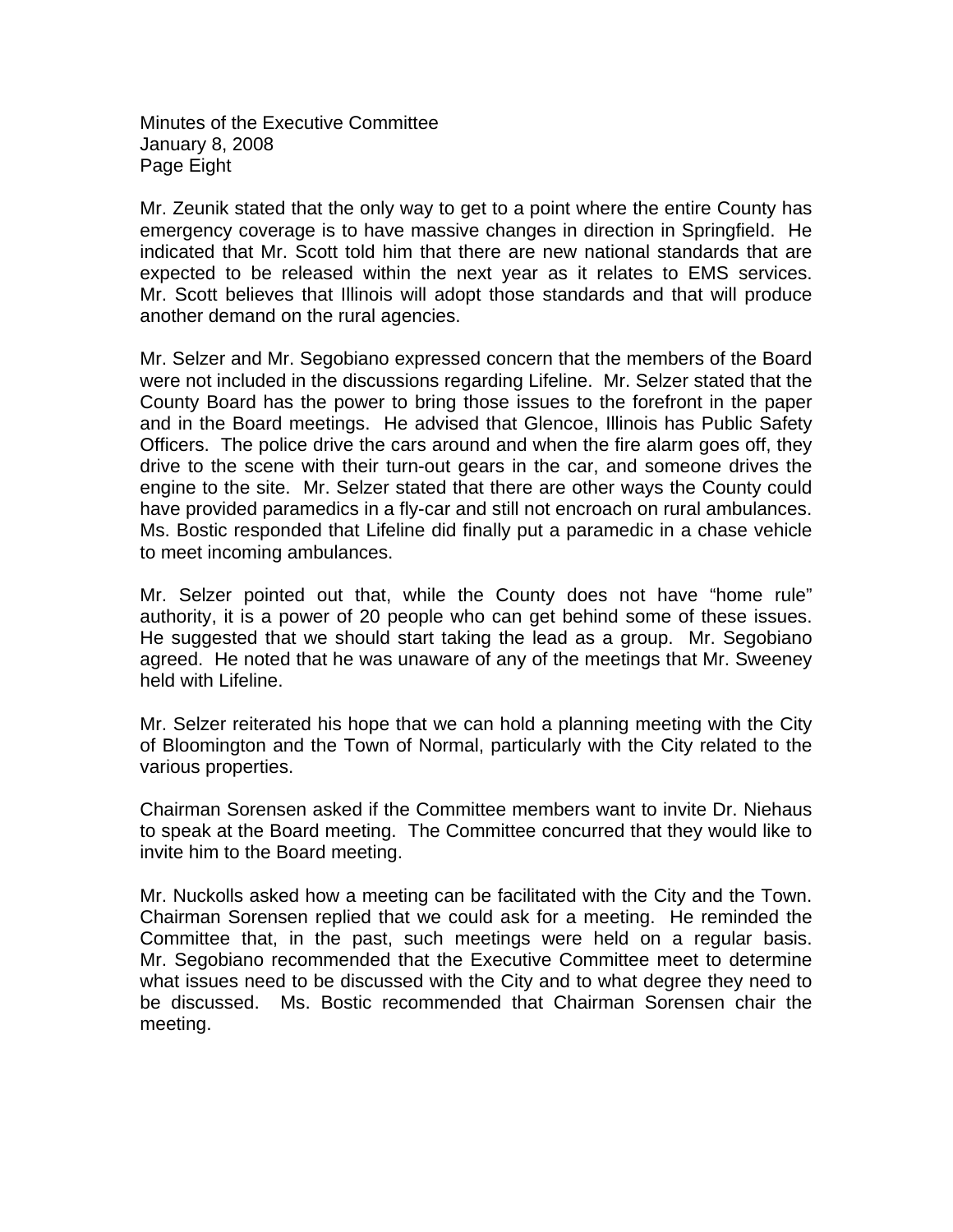Mr. Zeunik stated that the only way to get to a point where the entire County has emergency coverage is to have massive changes in direction in Springfield. He indicated that Mr. Scott told him that there are new national standards that are expected to be released within the next year as it relates to EMS services. Mr. Scott believes that Illinois will adopt those standards and that will produce another demand on the rural agencies.

Mr. Selzer and Mr. Segobiano expressed concern that the members of the Board were not included in the discussions regarding Lifeline. Mr. Selzer stated that the County Board has the power to bring those issues to the forefront in the paper and in the Board meetings. He advised that Glencoe, Illinois has Public Safety Officers. The police drive the cars around and when the fire alarm goes off, they drive to the scene with their turn-out gears in the car, and someone drives the engine to the site. Mr. Selzer stated that there are other ways the County could have provided paramedics in a fly-car and still not encroach on rural ambulances. Ms. Bostic responded that Lifeline did finally put a paramedic in a chase vehicle to meet incoming ambulances.

Mr. Selzer pointed out that, while the County does not have "home rule" authority, it is a power of 20 people who can get behind some of these issues. He suggested that we should start taking the lead as a group. Mr. Segobiano agreed. He noted that he was unaware of any of the meetings that Mr. Sweeney held with Lifeline.

Mr. Selzer reiterated his hope that we can hold a planning meeting with the City of Bloomington and the Town of Normal, particularly with the City related to the various properties.

Chairman Sorensen asked if the Committee members want to invite Dr. Niehaus to speak at the Board meeting. The Committee concurred that they would like to invite him to the Board meeting.

Mr. Nuckolls asked how a meeting can be facilitated with the City and the Town. Chairman Sorensen replied that we could ask for a meeting. He reminded the Committee that, in the past, such meetings were held on a regular basis. Mr. Segobiano recommended that the Executive Committee meet to determine what issues need to be discussed with the City and to what degree they need to be discussed. Ms. Bostic recommended that Chairman Sorensen chair the meeting.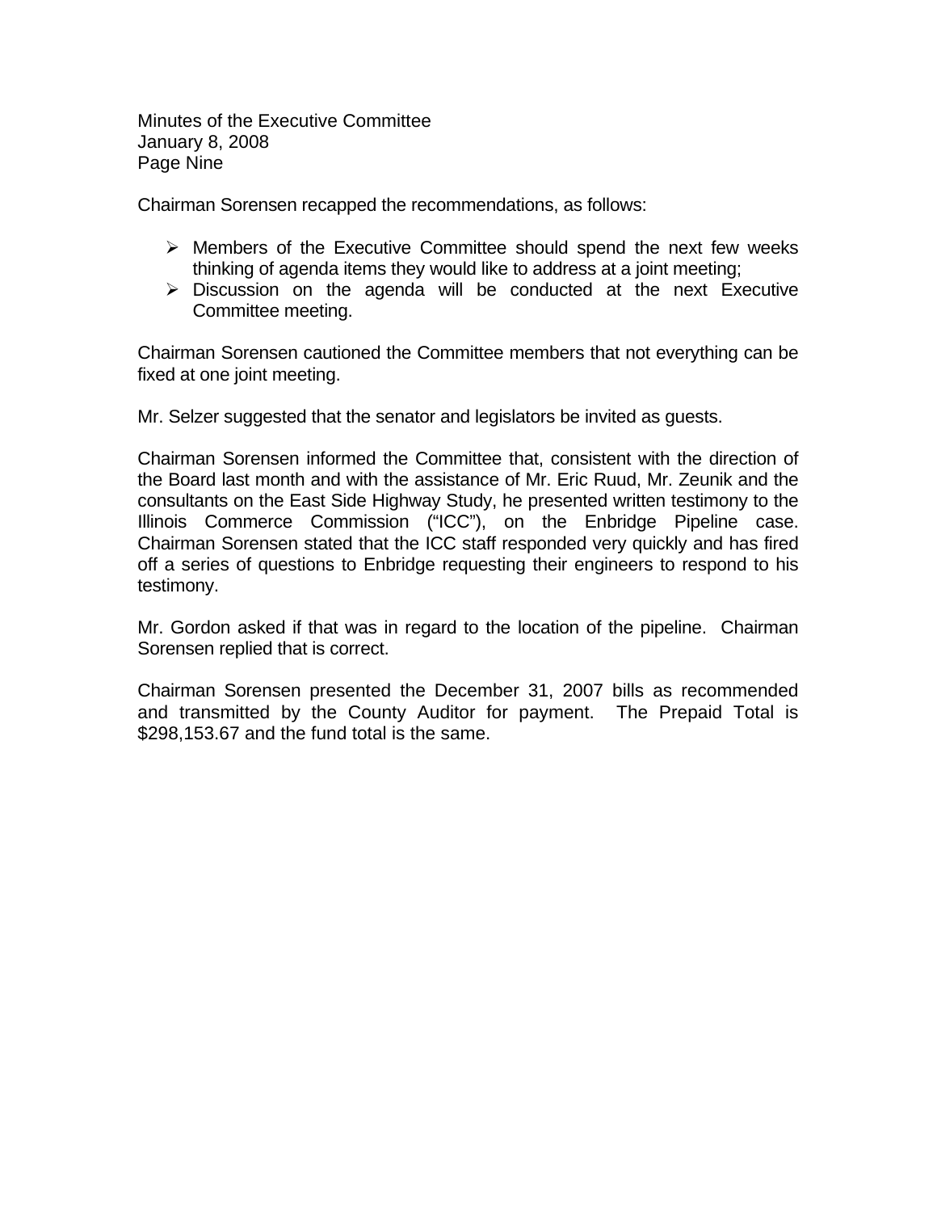Chairman Sorensen recapped the recommendations, as follows:

- Members of the Executive Committee should spend the next few weeks thinking of agenda items they would like to address at a joint meeting;
- Discussion on the agenda will be conducted at the next Executive Committee meeting.

Chairman Sorensen cautioned the Committee members that not everything can be fixed at one joint meeting.

Mr. Selzer suggested that the senator and legislators be invited as guests.

Chairman Sorensen informed the Committee that, consistent with the direction of the Board last month and with the assistance of Mr. Eric Ruud, Mr. Zeunik and the consultants on the East Side Highway Study, he presented written testimony to the Illinois Commerce Commission ("ICC"), on the Enbridge Pipeline case. Chairman Sorensen stated that the ICC staff responded very quickly and has fired off a series of questions to Enbridge requesting their engineers to respond to his testimony.

Mr. Gordon asked if that was in regard to the location of the pipeline. Chairman Sorensen replied that is correct.

Chairman Sorensen presented the December 31, 2007 bills as recommended and transmitted by the County Auditor for payment. The Prepaid Total is $298,153.67 and the fund total is the same.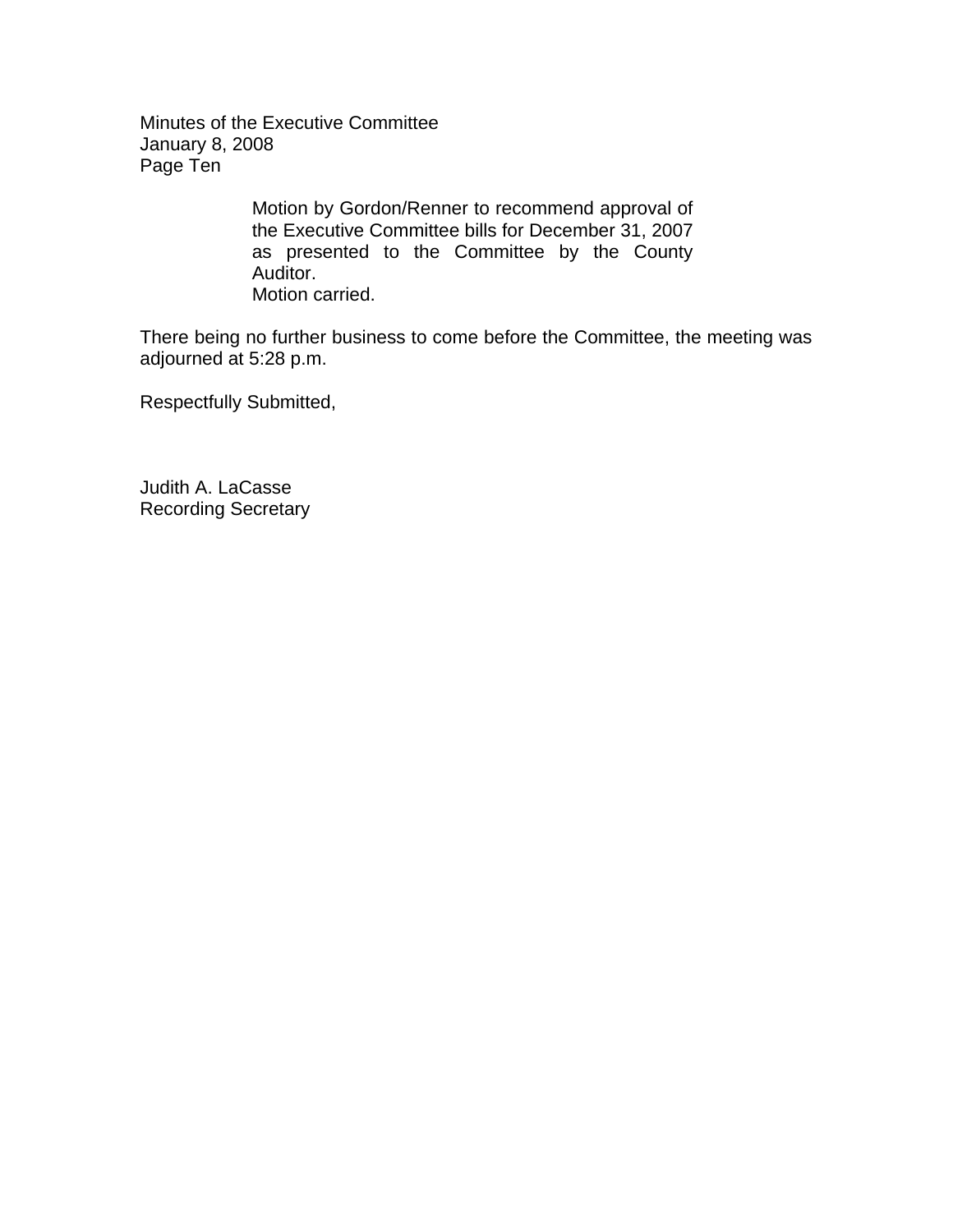Minutes of the Executive Committee
January 8, 2008
Page Ten

> Motion by Gordon/Renner to recommend approval of the Executive Committee bills for December 31, 2007 as presented to the Committee by the County Auditor.
> Motion carried.

There being no further business to come before the Committee, the meeting was adjourned at 5:28 p.m.

Respectfully Submitted,

Judith A. LaCasse
Recording Secretary